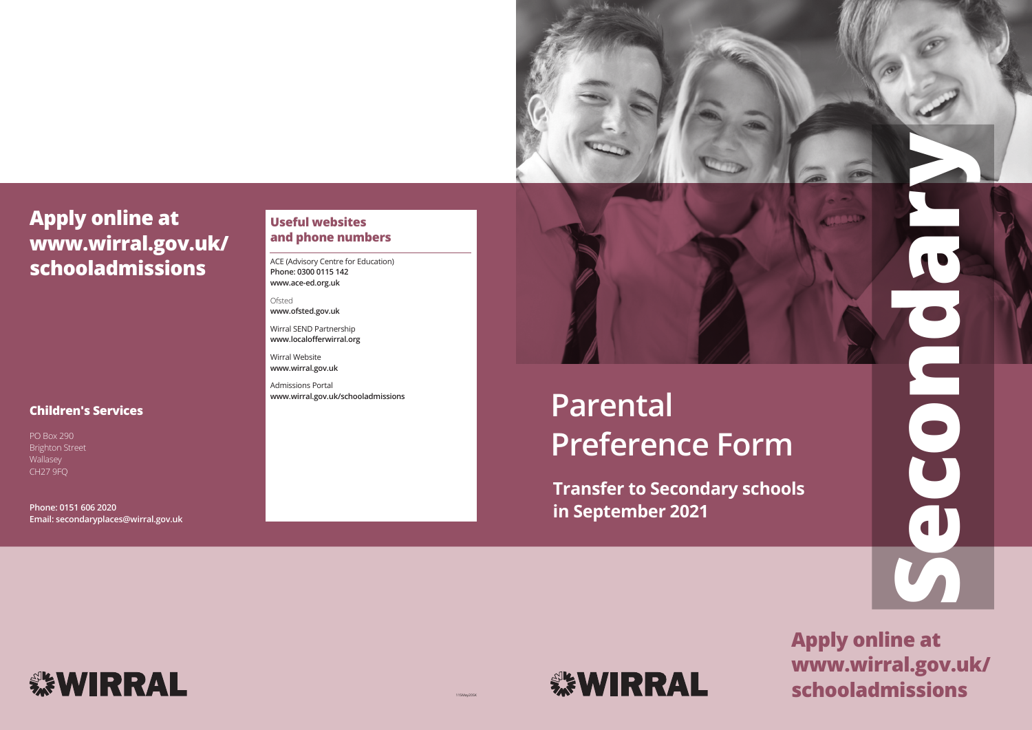**Apply online at www.wirral.gov.uk/schooladmissions**

### Children's Services

PO Box 290
Brighton Street
Wallasey
CH27 9FQ

**Phone: 0151 606 2020**
**Email: secondaryplaces@wirral.gov.uk**

### Useful websites and phone numbers

ACE (Advisory Centre for Education)
**Phone: 0300 0115 142**
**www.ace-ed.org.uk**

Ofsted
**www.ofsted.gov.uk**

Wirral SEND Partnership
**www.localofferwirral.org**

Wirral Website
**www.wirral.gov.uk**

Admissions Portal
**www.wirral.gov.uk/schooladmissions**

WIRRAL

# Secondary

# Parental Preference Form

**Transfer to Secondary schools in September 2021**

WIRRAL

**Apply online at www.wirral.gov.uk/schooladmissions**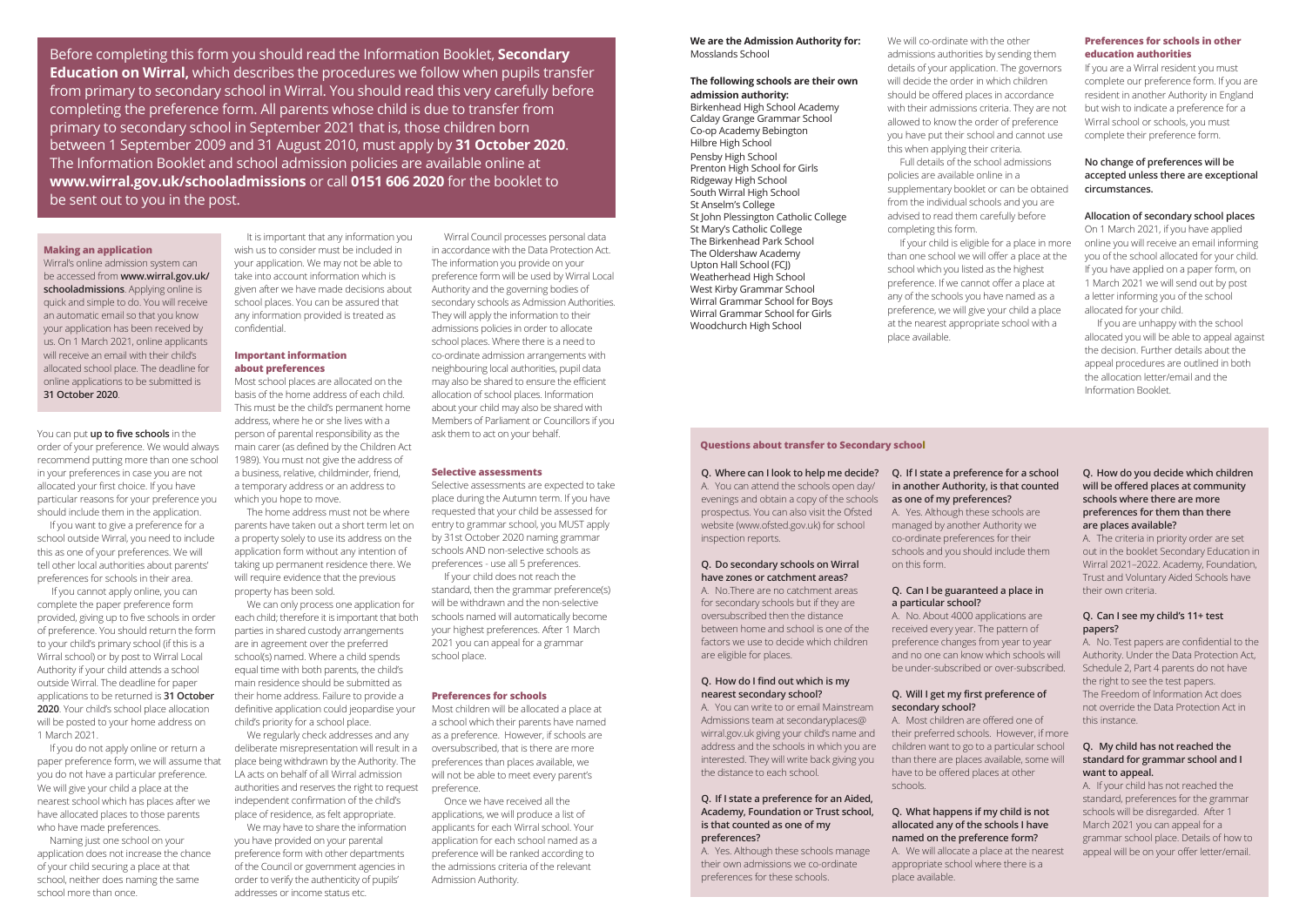Before completing this form you should read the Information Booklet, **Secondary Education on Wirral,** which describes the procedures we follow when pupils transfer from primary to secondary school in Wirral. You should read this very carefully before completing the preference form. All parents whose child is due to transfer from primary to secondary school in September 2021 that is, those children born between 1 September 2009 and 31 August 2010, must apply by **31 October 2020**. The Information Booklet and school admission policies are available online at **www.wirral.gov.uk/schooladmissions** or call **0151 606 2020** for the booklet to be sent out to you in the post.

## Making an application

Wirral's online admission system can be accessed from **www.wirral.gov.uk/schooladmissions**. Applying online is quick and simple to do. You will receive an automatic email so that you know your application has been received by us. On 1 March 2021, online applicants will receive an email with their child's allocated school place. The deadline for online applications to be submitted is **31 October 2020**.

You can put **up to five schools** in the order of your preference. We would always recommend putting more than one school in your preferences in case you are not allocated your first choice. If you have particular reasons for your preference you should include them in the application.

If you want to give a preference for a school outside Wirral, you need to include this as one of your preferences. We will tell other local authorities about parents' preferences for schools in their area.

If you cannot apply online, you can complete the paper preference form provided, giving up to five schools in order of preference. You should return the form to your child's primary school (if this is a Wirral school) or by post to Wirral Local Authority if your child attends a school outside Wirral. The deadline for paper applications to be returned is **31 October 2020**. Your child's school place allocation will be posted to your home address on 1 March 2021.

If you do not apply online or return a paper preference form, we will assume that you do not have a particular preference. We will give your child a place at the nearest school which has places after we have allocated places to those parents who have made preferences.

Naming just one school on your application does not increase the chance of your child securing a place at that school, neither does naming the same school more than once.

It is important that any information you wish us to consider must be included in your application. We may not be able to take into account information which is given after we have made decisions about school places. You can be assured that any information provided is treated as confidential.

## Important information about preferences

Most school places are allocated on the basis of the home address of each child. This must be the child's permanent home address, where he or she lives with a person of parental responsibility as the main carer (as defined by the Children Act 1989). You must not give the address of a business, relative, childminder, friend, a temporary address or an address to which you hope to move.

The home address must not be where parents have taken out a short term let on a property solely to use its address on the application form without any intention of taking up permanent residence there. We will require evidence that the previous property has been sold.

We can only process one application for each child; therefore it is important that both parties in shared custody arrangements are in agreement over the preferred school(s) named. Where a child spends equal time with both parents, the child's main residence should be submitted as their home address. Failure to provide a definitive application could jeopardise your child's priority for a school place.

We regularly check addresses and any deliberate misrepresentation will result in a place being withdrawn by the Authority. The LA acts on behalf of all Wirral admission authorities and reserves the right to request independent confirmation of the child's place of residence, as felt appropriate.

We may have to share the information you have provided on your parental preference form with other departments of the Council or government agencies in order to verify the authenticity of pupils' addresses or income status etc.

Wirral Council processes personal data in accordance with the Data Protection Act. The information you provide on your preference form will be used by Wirral Local Authority and the governing bodies of secondary schools as Admission Authorities. They will apply the information to their admissions policies in order to allocate school places. Where there is a need to co-ordinate admission arrangements with neighbouring local authorities, pupil data may also be shared to ensure the efficient allocation of school places. Information about your child may also be shared with Members of Parliament or Councillors if you ask them to act on your behalf.

## Selective assessments

Selective assessments are expected to take place during the Autumn term. If you have requested that your child be assessed for entry to grammar school, you MUST apply by 31st October 2020 naming grammar schools AND non-selective schools as preferences - use all 5 preferences.

If your child does not reach the standard, then the grammar preference(s) will be withdrawn and the non-selective schools named will automatically become your highest preferences. After 1 March 2021 you can appeal for a grammar school place.

## Preferences for schools

Most children will be allocated a place at a school which their parents have named as a preference. However, if schools are oversubscribed, that is there are more preferences than places available, we will not be able to meet every parent's preference.

Once we have received all the applications, we will produce a list of applicants for each Wirral school. Your application for each school named as a preference will be ranked according to the admissions criteria of the relevant Admission Authority.

**We are the Admission Authority for:**
Mosslands School

**The following schools are their own admission authority:**
Birkenhead High School Academy
Calday Grange Grammar School
Co-op Academy Bebington
Hilbre High School
Pensby High School
Prenton High School for Girls
Ridgeway High School
South Wirral High School
St Anselm's College
St John Plessington Catholic College
St Mary's Catholic College
The Birkenhead Park School
The Oldershaw Academy
Upton Hall School (FCJ)
Weatherhead High School
West Kirby Grammar School
Wirral Grammar School for Boys
Wirral Grammar School for Girls
Woodchurch High School

We will co-ordinate with the other admissions authorities by sending them details of your application. The governors will decide the order in which children should be offered places in accordance with their admissions criteria. They are not allowed to know the order of preference you have put their school and cannot use this when applying their criteria.

Full details of the school admissions policies are available online in a supplementary booklet or can be obtained from the individual schools and you are advised to read them carefully before completing this form.

If your child is eligible for a place in more than one school we will offer a place at the school which you listed as the highest preference. If we cannot offer a place at any of the schools you have named as a preference, we will give your child a place at the nearest appropriate school with a place available.

## Preferences for schools in other education authorities

If you are a Wirral resident you must complete our preference form. If you are resident in another Authority in England but wish to indicate a preference for a Wirral school or schools, you must complete their preference form.

**No change of preferences will be accepted unless there are exceptional circumstances.**

**Allocation of secondary school places**

On 1 March 2021, if you have applied online you will receive an email informing you of the school allocated for your child. If you have applied on a paper form, on 1 March 2021 we will send out by post a letter informing you of the school allocated for your child.

If you are unhappy with the school allocated you will be able to appeal against the decision. Further details about the appeal procedures are outlined in both the allocation letter/email and the Information Booklet.

## Questions about transfer to Secondary school

**Q. Where can I look to help me decide?**
A. You can attend the schools open day/evenings and obtain a copy of the schools prospectus. You can also visit the Ofsted website (www.ofsted.gov.uk) for school inspection reports.

**Q. Do secondary schools on Wirral have zones or catchment areas?**
A. No.There are no catchment areas for secondary schools but if they are oversubscribed then the distance between home and school is one of the factors we use to decide which children are eligible for places.

**Q. How do I find out which is my nearest secondary school?**
A. You can write to or email Mainstream Admissions team at secondaryplaces@wirral.gov.uk giving your child's name and address and the schools in which you are interested. They will write back giving you the distance to each school.

**Q. If I state a preference for an Aided, Academy, Foundation or Trust school, is that counted as one of my preferences?**
A. Yes. Although these schools manage their own admissions we co-ordinate preferences for these schools.

**Q. If I state a preference for a school in another Authority, is that counted as one of my preferences?**
A. Yes. Although these schools are managed by another Authority we co-ordinate preferences for their schools and you should include them on this form.

**Q. Can I be guaranteed a place in a particular school?**
A. No. About 4000 applications are received every year. The pattern of preference changes from year to year and no one can know which schools will be under-subscribed or over-subscribed.

**Q. Will I get my first preference of secondary school?**
A. Most children are offered one of their preferred schools. However, if more children want to go to a particular school than there are places available, some will have to be offered places at other schools.

**Q. What happens if my child is not allocated any of the schools I have named on the preference form?**
A. We will allocate a place at the nearest appropriate school where there is a place available.

**Q. How do you decide which children will be offered places at community schools where there are more preferences for them than there are places available?**
A. The criteria in priority order are set out in the booklet Secondary Education in Wirral 2021–2022. Academy, Foundation, Trust and Voluntary Aided Schools have their own criteria.

**Q. Can I see my child's 11+ test papers?**
A. No. Test papers are confidential to the Authority. Under the Data Protection Act, Schedule 2, Part 4 parents do not have the right to see the test papers. The Freedom of Information Act does not override the Data Protection Act in this instance.

**Q. My child has not reached the standard for grammar school and I want to appeal.**
A. If your child has not reached the standard, preferences for the grammar schools will be disregarded. After 1 March 2021 you can appeal for a grammar school place. Details of how to appeal will be on your offer letter/email.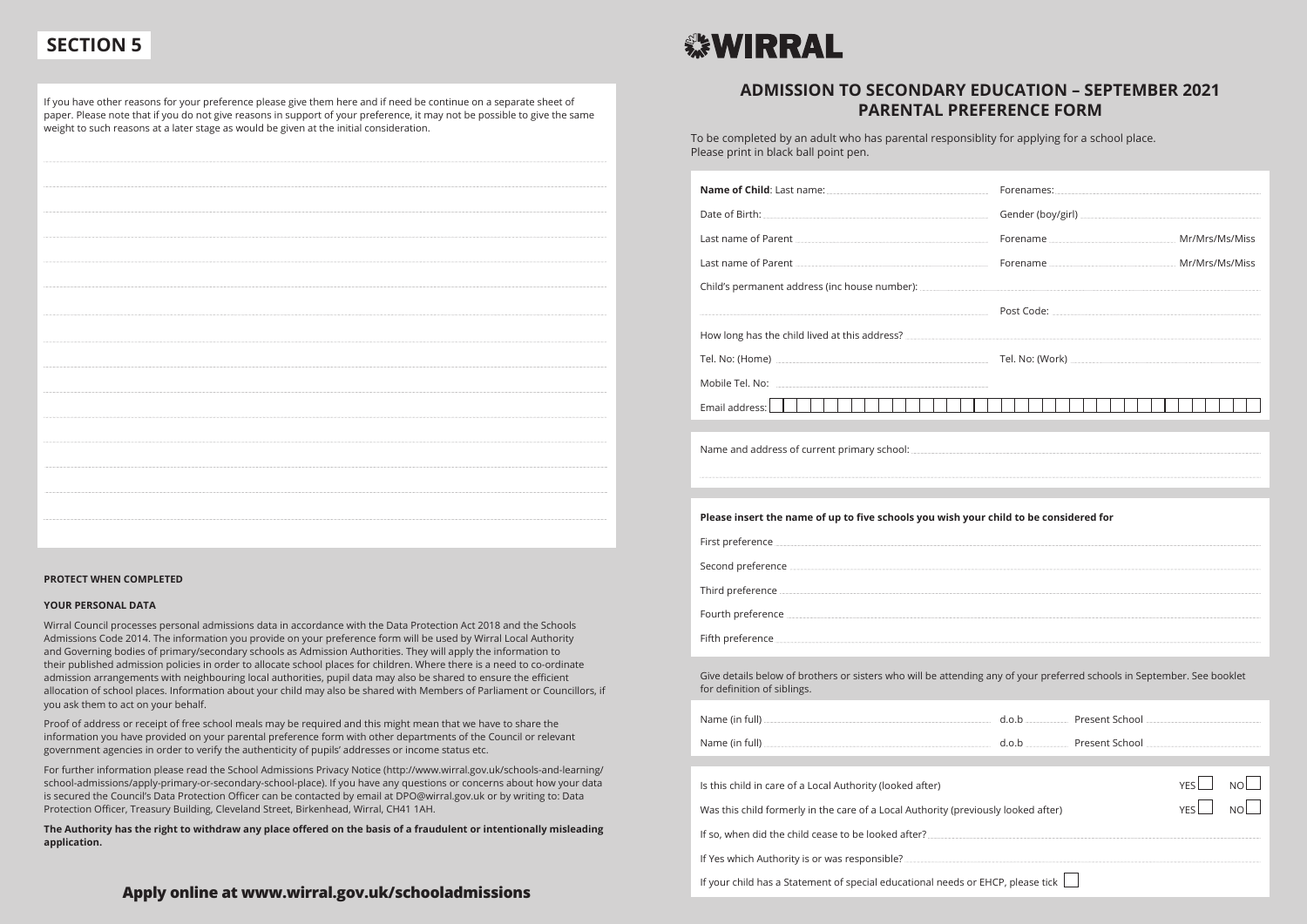## SECTION 5

If you have other reasons for your preference please give them here and if need be continue on a separate sheet of paper. Please note that if you do not give reasons in support of your preference, it may not be possible to give the same weight to such reasons at a later stage as would be given at the initial consideration.

**PROTECT WHEN COMPLETED**

**YOUR PERSONAL DATA**

Wirral Council processes personal admissions data in accordance with the Data Protection Act 2018 and the Schools Admissions Code 2014. The information you provide on your preference form will be used by Wirral Local Authority and Governing bodies of primary/secondary schools as Admission Authorities. They will apply the information to their published admission policies in order to allocate school places for children. Where there is a need to co-ordinate admission arrangements with neighbouring local authorities, pupil data may also be shared to ensure the efficient allocation of school places. Information about your child may also be shared with Members of Parliament or Councillors, if you ask them to act on your behalf.

Proof of address or receipt of free school meals may be required and this might mean that we have to share the information you have provided on your parental preference form with other departments of the Council or relevant government agencies in order to verify the authenticity of pupils' addresses or income status etc.

For further information please read the School Admissions Privacy Notice (http://www.wirral.gov.uk/schools-and-learning/school-admissions/apply-primary-or-secondary-school-place). If you have any questions or concerns about how your data is secured the Council's Data Protection Officer can be contacted by email at DPO@wirral.gov.uk or by writing to: Data Protection Officer, Treasury Building, Cleveland Street, Birkenhead, Wirral, CH41 1AH.

**The Authority has the right to withdraw any place offered on the basis of a fraudulent or intentionally misleading application.**

**Apply online at www.wirral.gov.uk/schooladmissions**

WIRRAL

# ADMISSION TO SECONDARY EDUCATION – SEPTEMBER 2021 PARENTAL PREFERENCE FORM

To be completed by an adult who has parental responsiblity for applying for a school place.
Please print in black ball point pen.

**Name of Child**: Last name: ............ Forenames: ............

Date of Birth: ............ Gender (boy/girl) ............

Last name of Parent ............ Forename ............ Mr/Mrs/Ms/Miss

Last name of Parent ............ Forename ............ Mr/Mrs/Ms/Miss

Child's permanent address (inc house number): ............

............ Post Code: ............

How long has the child lived at this address? ............

Tel. No: (Home) ............ Tel. No: (Work) ............

Mobile Tel. No: ............

Email address: ☐

Name and address of current primary school: ............

**Please insert the name of up to five schools you wish your child to be considered for**

First preference ............

Second preference ............

Third preference ............

Fourth preference ............

Fifth preference ............

Give details below of brothers or sisters who will be attending any of your preferred schools in September. See booklet for definition of siblings.

Name (in full) ............ d.o.b ............ Present School ............

Name (in full) ............ d.o.b ............ Present School ............

Is this child in care of a Local Authority (looked after) YES ☐ NO ☐

Was this child formerly in the care of a Local Authority (previously looked after) YES ☐ NO ☐

If so, when did the child cease to be looked after? ............

If Yes which Authority is or was responsible? ............

If your child has a Statement of special educational needs or EHCP, please tick ☐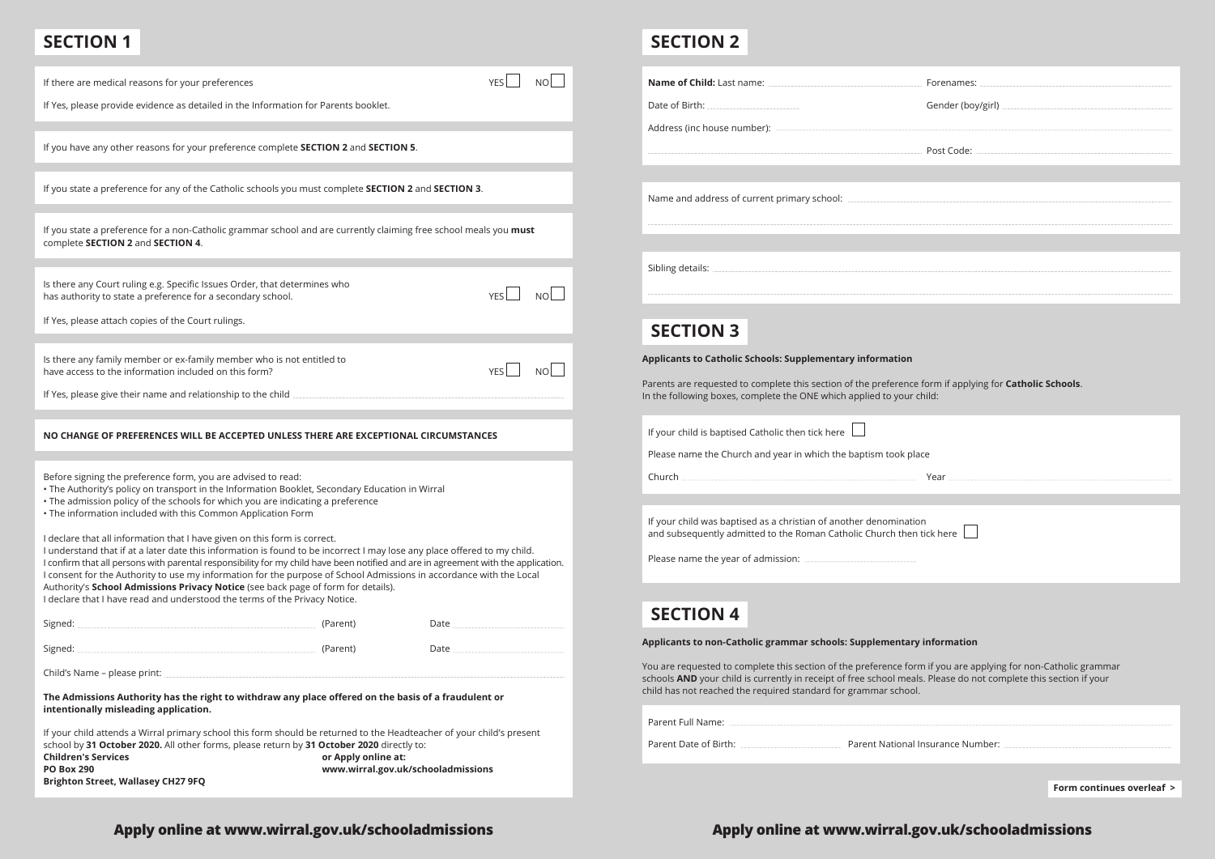## SECTION 1

If there are medical reasons for your preferences YES ☐ NO ☐

If Yes, please provide evidence as detailed in the Information for Parents booklet.

If you have any other reasons for your preference complete **SECTION 2** and **SECTION 5**.

If you state a preference for any of the Catholic schools you must complete **SECTION 2** and **SECTION 3**.

If you state a preference for a non-Catholic grammar school and are currently claiming free school meals you **must** complete **SECTION 2** and **SECTION 4**.

Is there any Court ruling e.g. Specific Issues Order, that determines who has authority to state a preference for a secondary school. YES ☐ NO ☐

If Yes, please attach copies of the Court rulings.

Is there any family member or ex-family member who is not entitled to have access to the information included on this form? YES ☐ NO ☐

If Yes, please give their name and relationship to the child ..............................

**NO CHANGE OF PREFERENCES WILL BE ACCEPTED UNLESS THERE ARE EXCEPTIONAL CIRCUMSTANCES**

Before signing the preference form, you are advised to read:

- The Authority's policy on transport in the Information Booklet, Secondary Education in Wirral
- The admission policy of the schools for which you are indicating a preference
- The information included with this Common Application Form

I declare that all information that I have given on this form is correct.
I understand that if at a later date this information is found to be incorrect I may lose any place offered to my child.
I confirm that all persons with parental responsibility for my child have been notified and are in agreement with the application.
I consent for the Authority to use my information for the purpose of School Admissions in accordance with the Local Authority's **School Admissions Privacy Notice** (see back page of form for details).
I declare that I have read and understood the terms of the Privacy Notice.

Signed: .............................. (Parent) Date ..............................

Signed: .............................. (Parent) Date ..............................

Child's Name – please print: ..............................

**The Admissions Authority has the right to withdraw any place offered on the basis of a fraudulent or intentionally misleading application.**

If your child attends a Wirral primary school this form should be returned to the Headteacher of your child's present school by **31 October 2020.** All other forms, please return by **31 October 2020** directly to:

**Children's Services**
**PO Box 290**
**Brighton Street, Wallasey CH27 9FQ**

**or Apply online at:**
**www.wirral.gov.uk/schooladmissions**

**Apply online at www.wirral.gov.uk/schooladmissions**

## SECTION 2

**Name of Child:** Last name: .............................. Forenames: ..............................

Date of Birth: .............................. Gender (boy/girl) ..............................

Address (inc house number): ..............................

.............................. Post Code: ..............................

Name and address of current primary school: ..............................

..............................

Sibling details: ..............................

..............................

## SECTION 3

**Applicants to Catholic Schools: Supplementary information**

Parents are requested to complete this section of the preference form if applying for **Catholic Schools**.
In the following boxes, complete the ONE which applied to your child:

If your child is baptised Catholic then tick here ☐

Please name the Church and year in which the baptism took place

Church .............................. Year ..............................

If your child was baptised as a christian of another denomination and subsequently admitted to the Roman Catholic Church then tick here ☐

Please name the year of admission: ..............................

## SECTION 4

**Applicants to non-Catholic grammar schools: Supplementary information**

You are requested to complete this section of the preference form if you are applying for non-Catholic grammar schools **AND** your child is currently in receipt of free school meals. Please do not complete this section if your child has not reached the required standard for grammar school.

Parent Full Name: ..............................

Parent Date of Birth: .............................. Parent National Insurance Number: ..............................

**Form continues overleaf >**

**Apply online at www.wirral.gov.uk/schooladmissions**